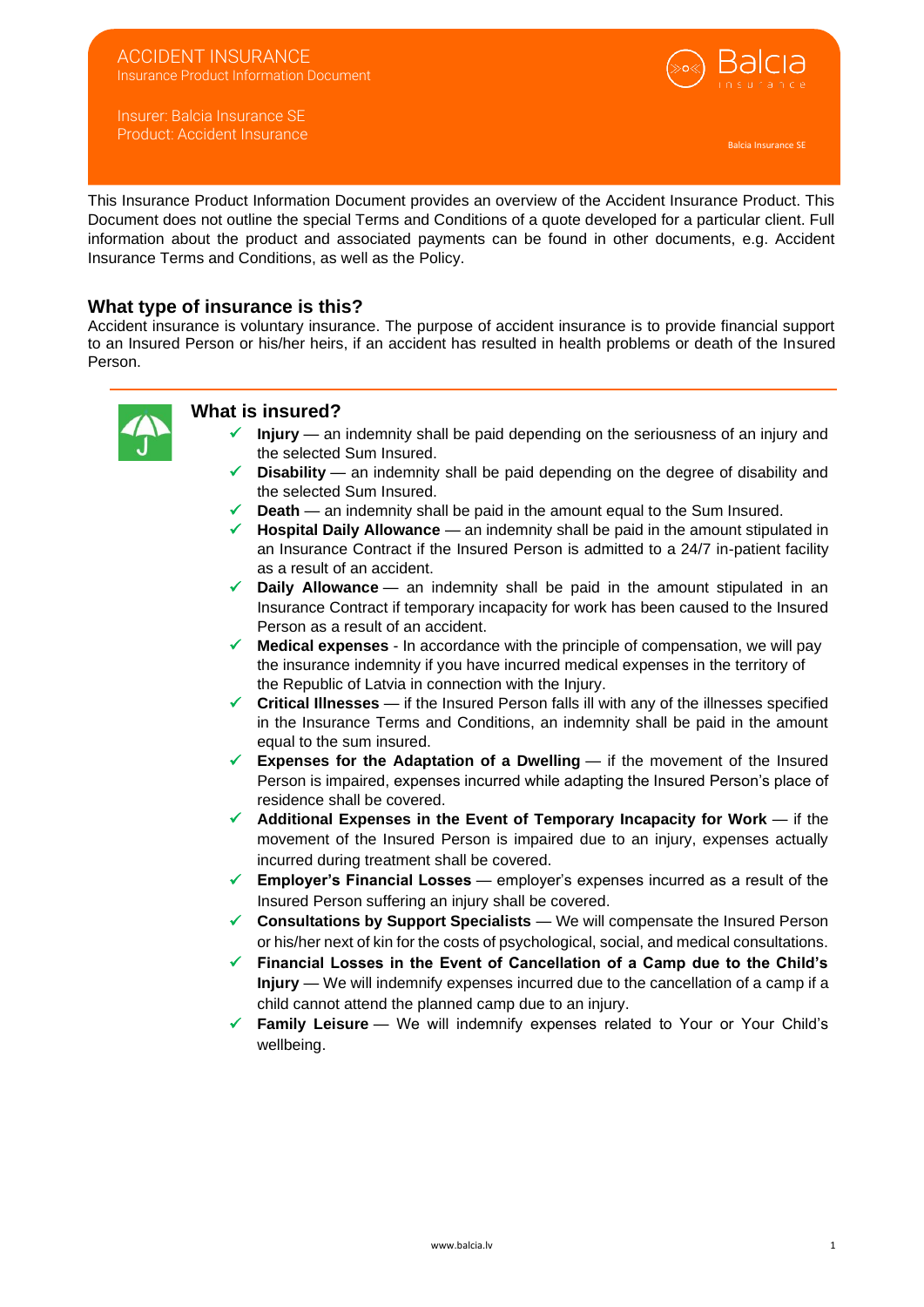# ACCIDENT INSURANCE

Insurance Product Information Document

Insurer: Balcia Insurance SE
Product: Accident Insurance

Balcia Insurance SE

This Insurance Product Information Document provides an overview of the Accident Insurance Product. This Document does not outline the special Terms and Conditions of a quote developed for a particular client. Full information about the product and associated payments can be found in other documents, e.g. Accident Insurance Terms and Conditions, as well as the Policy.

## What type of insurance is this?

Accident insurance is voluntary insurance. The purpose of accident insurance is to provide financial support to an Insured Person or his/her heirs, if an accident has resulted in health problems or death of the Insured Person.

## What is insured?

- ✓ **Injury** — an indemnity shall be paid depending on the seriousness of an injury and the selected Sum Insured.
- ✓ **Disability** — an indemnity shall be paid depending on the degree of disability and the selected Sum Insured.
- ✓ **Death** — an indemnity shall be paid in the amount equal to the Sum Insured.
- ✓ **Hospital Daily Allowance** — an indemnity shall be paid in the amount stipulated in an Insurance Contract if the Insured Person is admitted to a 24/7 in-patient facility as a result of an accident.
- ✓ **Daily Allowance** — an indemnity shall be paid in the amount stipulated in an Insurance Contract if temporary incapacity for work has been caused to the Insured Person as a result of an accident.
- ✓ **Medical expenses** - In accordance with the principle of compensation, we will pay the insurance indemnity if you have incurred medical expenses in the territory of the Republic of Latvia in connection with the Injury.
- ✓ **Critical Illnesses** — if the Insured Person falls ill with any of the illnesses specified in the Insurance Terms and Conditions, an indemnity shall be paid in the amount equal to the sum insured.
- ✓ **Expenses for the Adaptation of a Dwelling** — if the movement of the Insured Person is impaired, expenses incurred while adapting the Insured Person's place of residence shall be covered.
- ✓ **Additional Expenses in the Event of Temporary Incapacity for Work** — if the movement of the Insured Person is impaired due to an injury, expenses actually incurred during treatment shall be covered.
- ✓ **Employer's Financial Losses** — employer's expenses incurred as a result of the Insured Person suffering an injury shall be covered.
- ✓ **Consultations by Support Specialists** — We will compensate the Insured Person or his/her next of kin for the costs of psychological, social, and medical consultations.
- ✓ **Financial Losses in the Event of Cancellation of a Camp due to the Child's Injury** — We will indemnify expenses incurred due to the cancellation of a camp if a child cannot attend the planned camp due to an injury.
- ✓ **Family Leisure** — We will indemnify expenses related to Your or Your Child's wellbeing.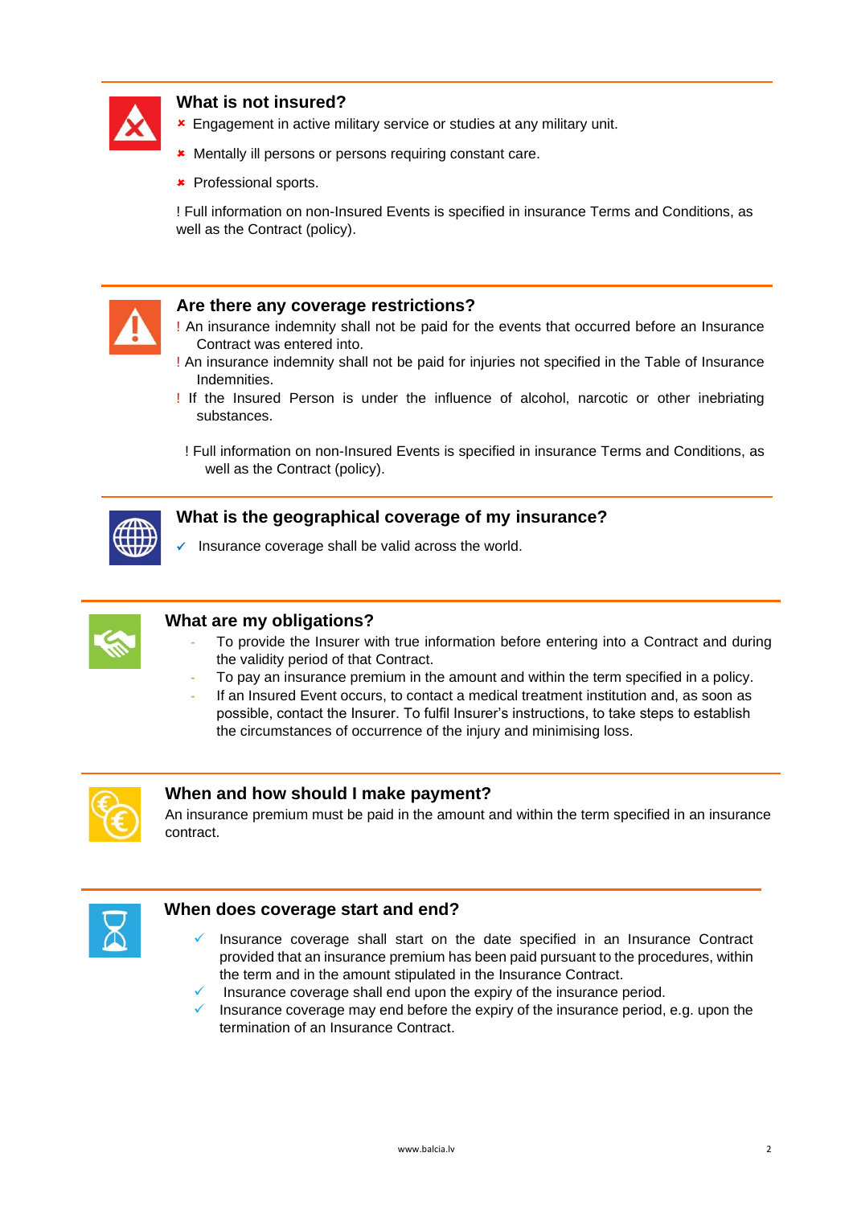## What is not insured?

- ✖ Engagement in active military service or studies at any military unit.
- ✖ Mentally ill persons or persons requiring constant care.
- ✖ Professional sports.

! Full information on non-Insured Events is specified in insurance Terms and Conditions, as well as the Contract (policy).

## Are there any coverage restrictions?

! An insurance indemnity shall not be paid for the events that occurred before an Insurance Contract was entered into.

! An insurance indemnity shall not be paid for injuries not specified in the Table of Insurance Indemnities.

! If the Insured Person is under the influence of alcohol, narcotic or other inebriating substances.

! Full information on non-Insured Events is specified in insurance Terms and Conditions, as well as the Contract (policy).

## What is the geographical coverage of my insurance?

- ✓ Insurance coverage shall be valid across the world.

## What are my obligations?

- To provide the Insurer with true information before entering into a Contract and during the validity period of that Contract.
- To pay an insurance premium in the amount and within the term specified in a policy.
- If an Insured Event occurs, to contact a medical treatment institution and, as soon as possible, contact the Insurer. To fulfil Insurer's instructions, to take steps to establish the circumstances of occurrence of the injury and minimising loss.

## When and how should I make payment?

An insurance premium must be paid in the amount and within the term specified in an insurance contract.

## When does coverage start and end?

- ✓ Insurance coverage shall start on the date specified in an Insurance Contract provided that an insurance premium has been paid pursuant to the procedures, within the term and in the amount stipulated in the Insurance Contract.
- ✓ Insurance coverage shall end upon the expiry of the insurance period.
- ✓ Insurance coverage may end before the expiry of the insurance period, e.g. upon the termination of an Insurance Contract.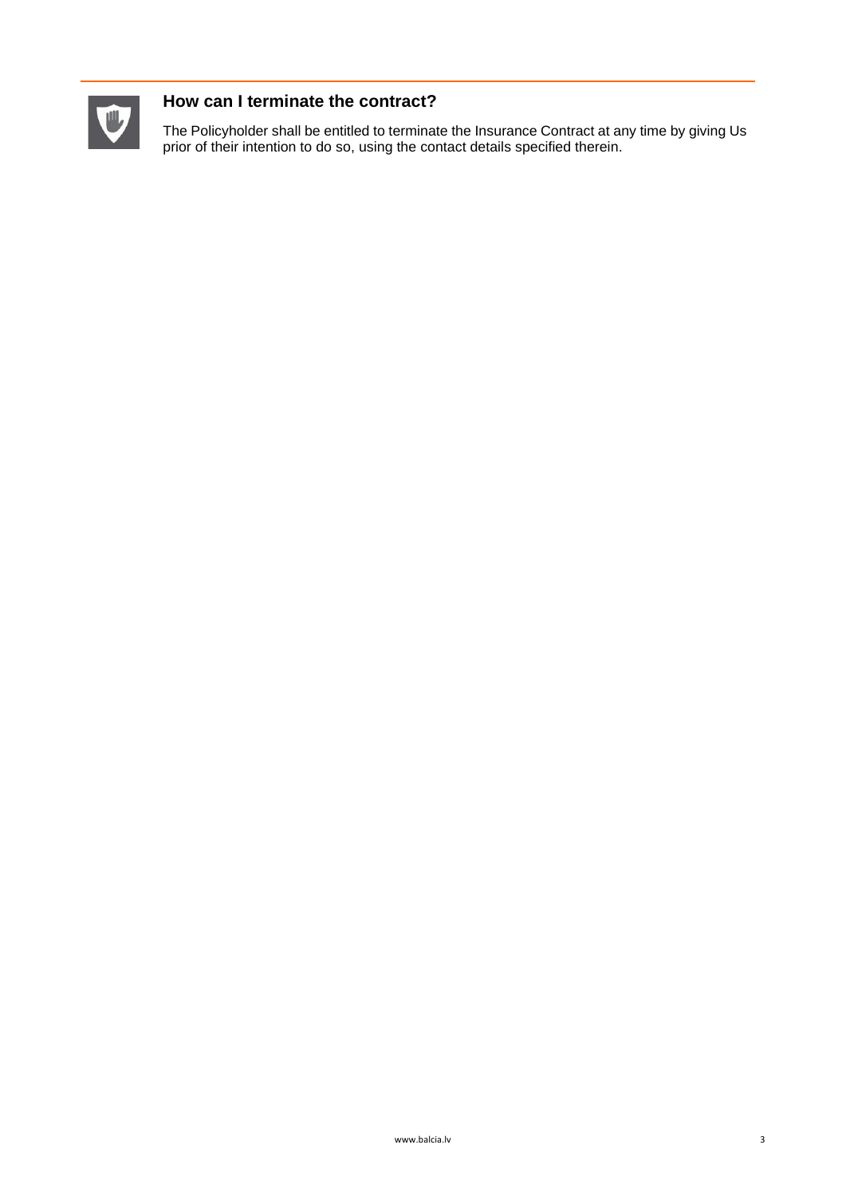## How can I terminate the contract?

The Policyholder shall be entitled to terminate the Insurance Contract at any time by giving Us prior of their intention to do so, using the contact details specified therein.